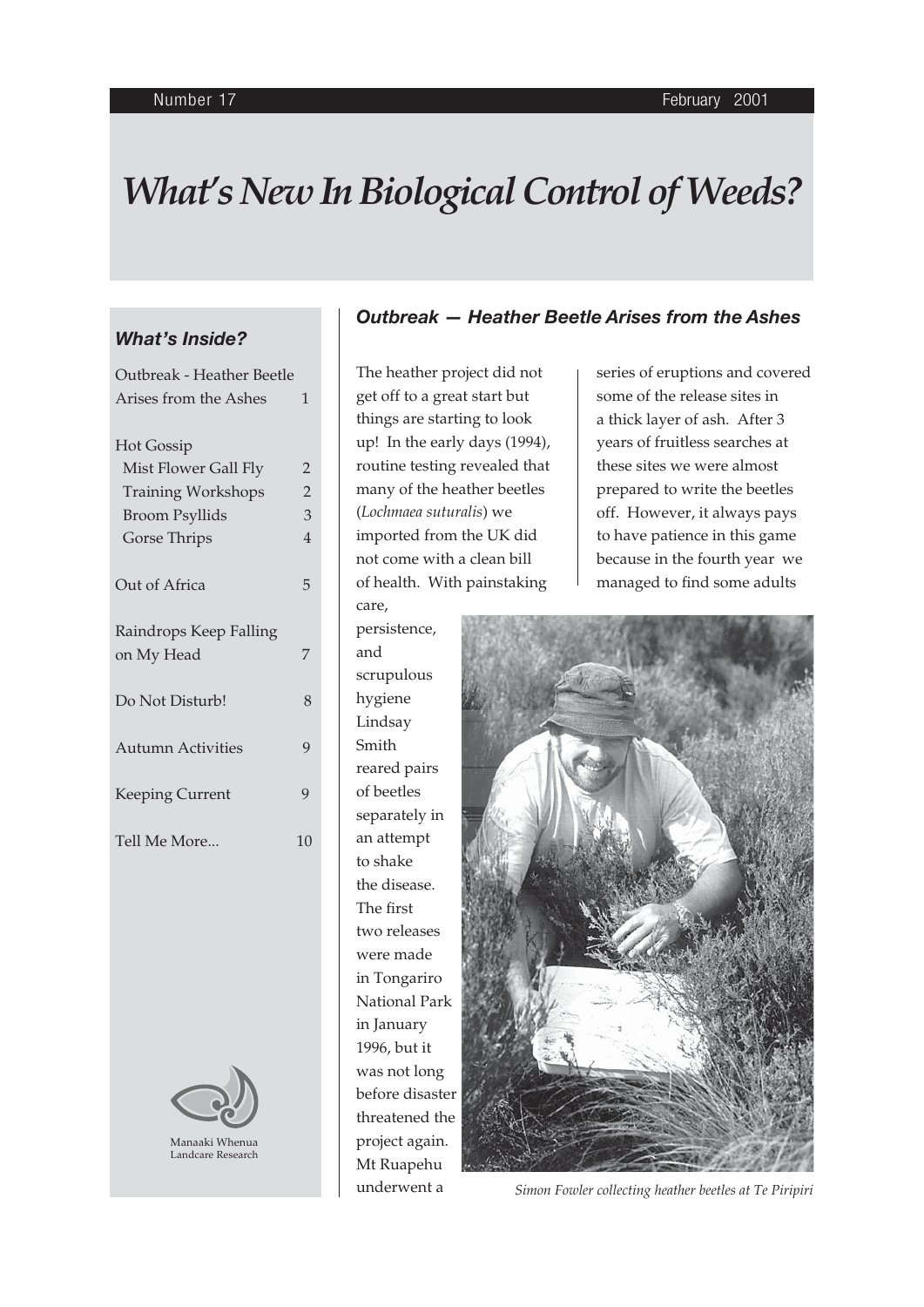Number 17 February 2001

# What's New In Biological Control of Weeds?

### What's Inside?

| | |
|---|---|
| Outbreak - Heather Beetle Arises from the Ashes | 1 |
| Hot Gossip | |
| Mist Flower Gall Fly | 2 |
| Training Workshops | 2 |
| Broom Psyllids | 3 |
| Gorse Thrips | 4 |
| Out of Africa | 5 |
| Raindrops Keep Falling on My Head | 7 |
| Do Not Disturb! | 8 |
| Autumn Activities | 9 |
| Keeping Current | 9 |
| Tell Me More... | 10 |

Manaaki Whenua
Landcare Research

## *Outbreak — Heather Beetle Arises from the Ashes*

The heather project did not get off to a great start but things are starting to look up! In the early days (1994), routine testing revealed that many of the heather beetles (*Lochmaea suturalis*) we imported from the UK did not come with a clean bill of health. With painstaking care, persistence, and scrupulous hygiene Lindsay Smith reared pairs of beetles separately in an attempt to shake the disease. The first two releases were made in Tongariro National Park in January 1996, but it was not long before disaster threatened the project again. Mt Ruapehu underwent a series of eruptions and covered some of the release sites in a thick layer of ash. After 3 years of fruitless searches at these sites we were almost prepared to write the beetles off. However, it always pays to have patience in this game because in the fourth year we managed to find some adults

*Simon Fowler collecting heather beetles at Te Piripiri*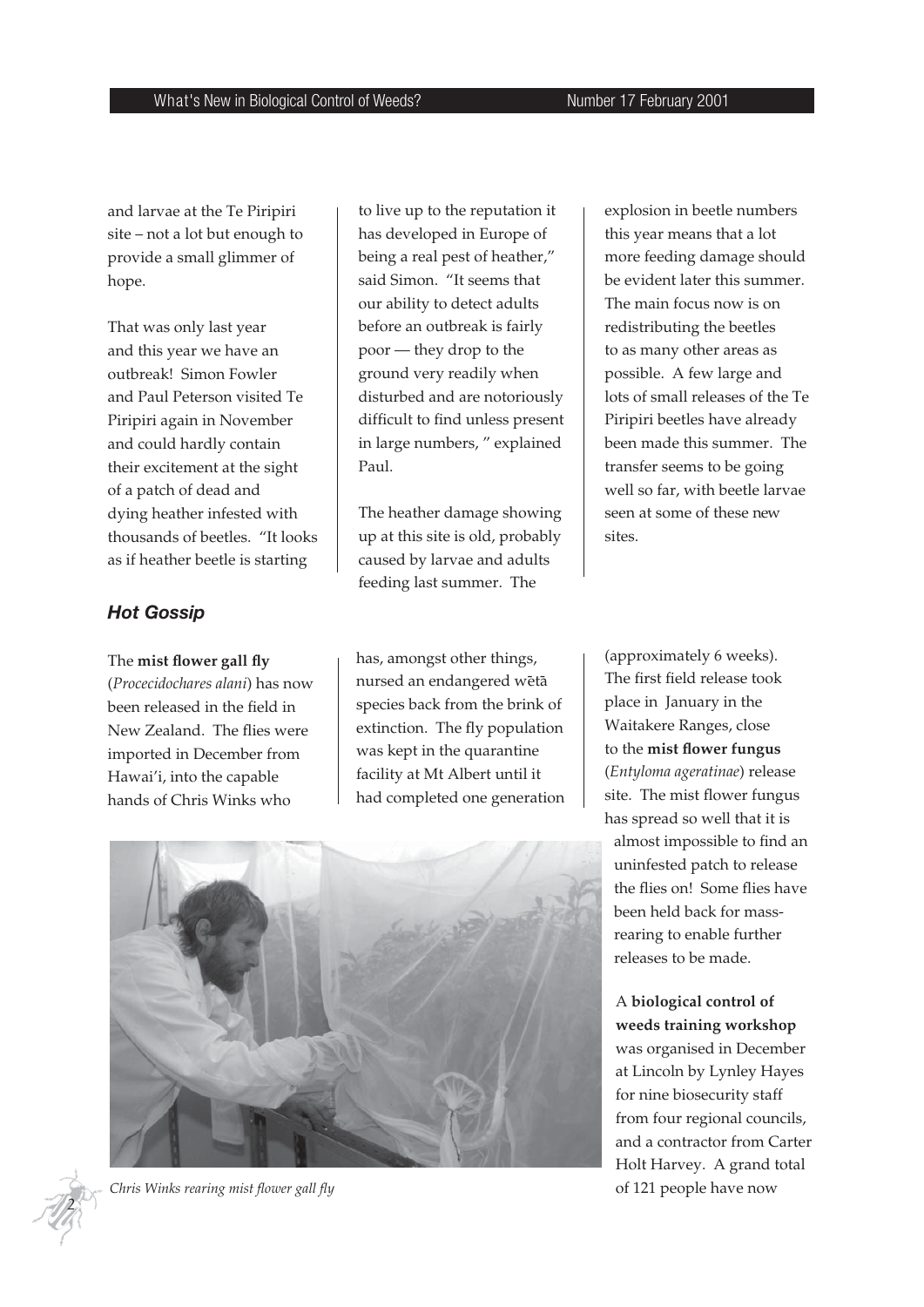and larvae at the Te Piripiri site – not a lot but enough to provide a small glimmer of hope.

That was only last year and this year we have an outbreak! Simon Fowler and Paul Peterson visited Te Piripiri again in November and could hardly contain their excitement at the sight of a patch of dead and dying heather infested with thousands of beetles. "It looks as if heather beetle is starting to live up to the reputation it has developed in Europe of being a real pest of heather," said Simon. "It seems that our ability to detect adults before an outbreak is fairly poor — they drop to the ground very readily when disturbed and are notoriously difficult to find unless present in large numbers, " explained Paul.

The heather damage showing up at this site is old, probably caused by larvae and adults feeding last summer. The explosion in beetle numbers this year means that a lot more feeding damage should be evident later this summer. The main focus now is on redistributing the beetles to as many other areas as possible. A few large and lots of small releases of the Te Piripiri beetles have already been made this summer. The transfer seems to be going well so far, with beetle larvae seen at some of these new sites.

### *Hot Gossip*

The **mist flower gall fly** (*Procecidochares alani*) has now been released in the field in New Zealand. The flies were imported in December from Hawai'i, into the capable hands of Chris Winks who has, amongst other things, nursed an endangered wētā species back from the brink of extinction. The fly population was kept in the quarantine facility at Mt Albert until it had completed one generation (approximately 6 weeks). The first field release took place in January in the Waitakere Ranges, close to the **mist flower fungus** (*Entyloma ageratinae*) release site. The mist flower fungus has spread so well that it is almost impossible to find an uninfested patch to release the flies on! Some flies have been held back for mass-rearing to enable further releases to be made.

*Chris Winks rearing mist flower gall fly*

A **biological control of weeds training workshop** was organised in December at Lincoln by Lynley Hayes for nine biosecurity staff from four regional councils, and a contractor from Carter Holt Harvey. A grand total of 121 people have now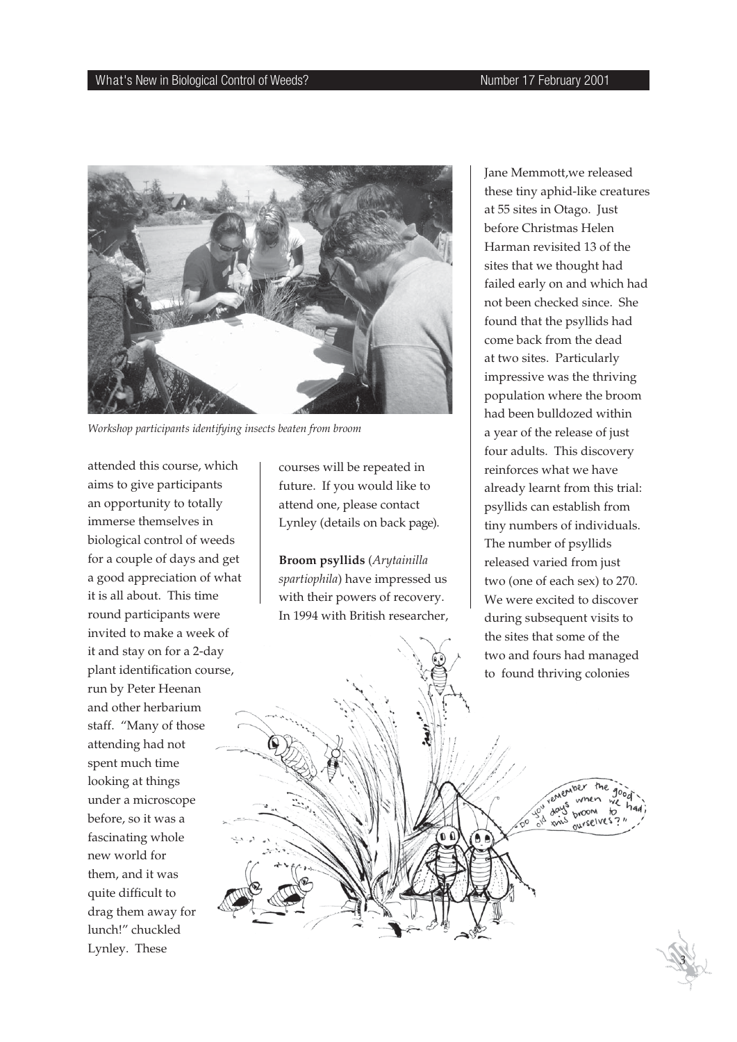*Workshop participants identifying insects beaten from broom*

attended this course, which aims to give participants an opportunity to totally immerse themselves in biological control of weeds for a couple of days and get a good appreciation of what it is all about. This time round participants were invited to make a week of it and stay on for a 2-day plant identification course, run by Peter Heenan and other herbarium staff. "Many of those attending had not spent much time looking at things under a microscope before, so it was a fascinating whole new world for them, and it was quite difficult to drag them away for lunch!" chuckled Lynley. These courses will be repeated in future. If you would like to attend one, please contact Lynley (details on back page).

**Broom psyllids** (*Arytainilla spartiophila*) have impressed us with their powers of recovery. In 1994 with British researcher, Jane Memmott,we released these tiny aphid-like creatures at 55 sites in Otago. Just before Christmas Helen Harman revisited 13 of the sites that we thought had failed early on and which had not been checked since. She found that the psyllids had come back from the dead at two sites. Particularly impressive was the thriving population where the broom had been bulldozed within a year of the release of just four adults. This discovery reinforces what we have already learnt from this trial: psyllids can establish from tiny numbers of individuals. The number of psyllids released varied from just two (one of each sex) to 270. We were excited to discover during subsequent visits to the sites that some of the two and fours had managed to found thriving colonies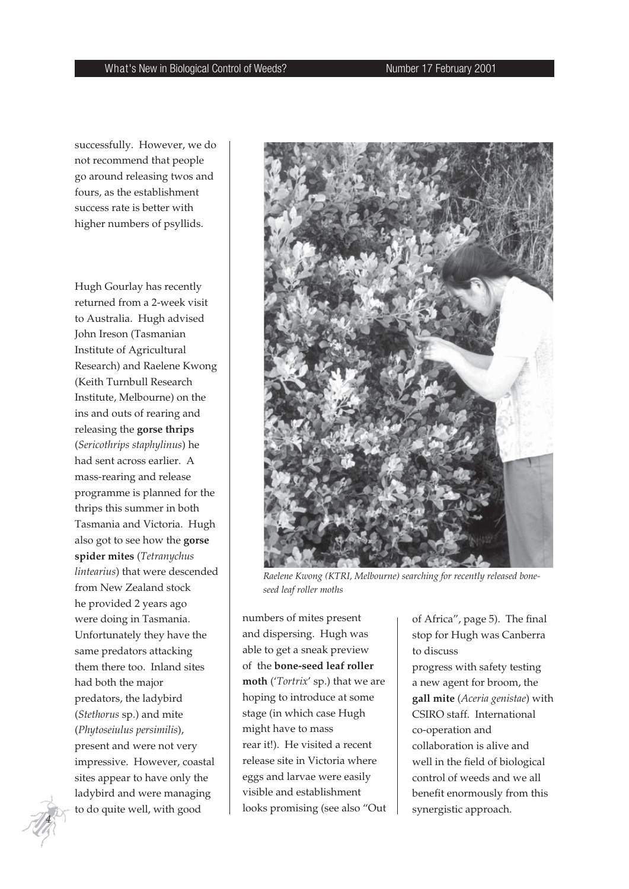successfully. However, we do not recommend that people go around releasing twos and fours, as the establishment success rate is better with higher numbers of psyllids.

Hugh Gourlay has recently returned from a 2-week visit to Australia. Hugh advised John Ireson (Tasmanian Institute of Agricultural Research) and Raelene Kwong (Keith Turnbull Research Institute, Melbourne) on the ins and outs of rearing and releasing the **gorse thrips** (*Sericothrips staphylinus*) he had sent across earlier. A mass-rearing and release programme is planned for the thrips this summer in both Tasmania and Victoria. Hugh also got to see how the **gorse spider mites** (*Tetranychus lintearius*) that were descended from New Zealand stock he provided 2 years ago were doing in Tasmania. Unfortunately they have the same predators attacking them there too. Inland sites had both the major predators, the ladybird (*Stethorus* sp.) and mite (*Phytoseiulus persimilis*), present and were not very impressive. However, coastal sites appear to have only the ladybird and were managing to do quite well, with good numbers of mites present and dispersing. Hugh was able to get a sneak preview of the **bone-seed leaf roller moth** ('*Tortrix*' sp.) that we are hoping to introduce at some stage (in which case Hugh might have to mass rear it!). He visited a recent release site in Victoria where eggs and larvae were easily visible and establishment looks promising (see also "Out of Africa", page 5). The final stop for Hugh was Canberra to discuss progress with safety testing a new agent for broom, the **gall mite** (*Aceria genistae*) with CSIRO staff. International co-operation and collaboration is alive and well in the field of biological control of weeds and we all benefit enormously from this synergistic approach.

*Raelene Kwong (KTRI, Melbourne) searching for recently released bone-seed leaf roller moths*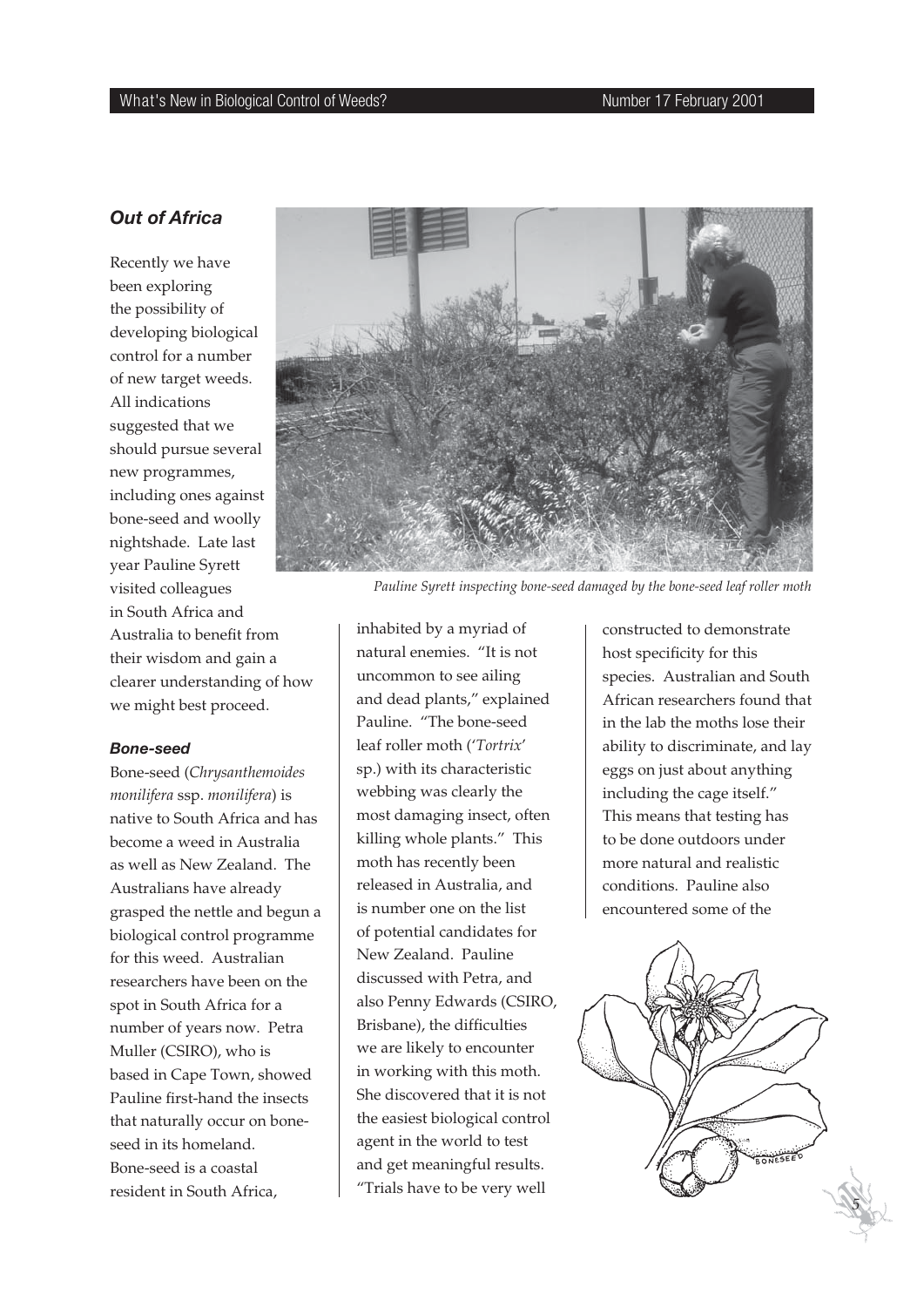## *Out of Africa*

Recently we have been exploring the possibility of developing biological control for a number of new target weeds. All indications suggested that we should pursue several new programmes, including ones against bone-seed and woolly nightshade. Late last year Pauline Syrett visited colleagues in South Africa and Australia to benefit from their wisdom and gain a clearer understanding of how we might best proceed.

*Pauline Syrett inspecting bone-seed damaged by the bone-seed leaf roller moth*

### *Bone-seed*

Bone-seed (*Chrysanthemoides monilifera* ssp. *monilifera*) is native to South Africa and has become a weed in Australia as well as New Zealand. The Australians have already grasped the nettle and begun a biological control programme for this weed. Australian researchers have been on the spot in South Africa for a number of years now. Petra Muller (CSIRO), who is based in Cape Town, showed Pauline first-hand the insects that naturally occur on bone-seed in its homeland. Bone-seed is a coastal resident in South Africa, inhabited by a myriad of natural enemies. "It is not uncommon to see ailing and dead plants," explained Pauline. "The bone-seed leaf roller moth ('*Tortrix*' sp.) with its characteristic webbing was clearly the most damaging insect, often killing whole plants." This moth has recently been released in Australia, and is number one on the list of potential candidates for New Zealand. Pauline discussed with Petra, and also Penny Edwards (CSIRO, Brisbane), the difficulties we are likely to encounter in working with this moth. She discovered that it is not the easiest biological control agent in the world to test and get meaningful results. "Trials have to be very well constructed to demonstrate host specificity for this species. Australian and South African researchers found that in the lab the moths lose their ability to discriminate, and lay eggs on just about anything including the cage itself." This means that testing has to be done outdoors under more natural and realistic conditions. Pauline also encountered some of the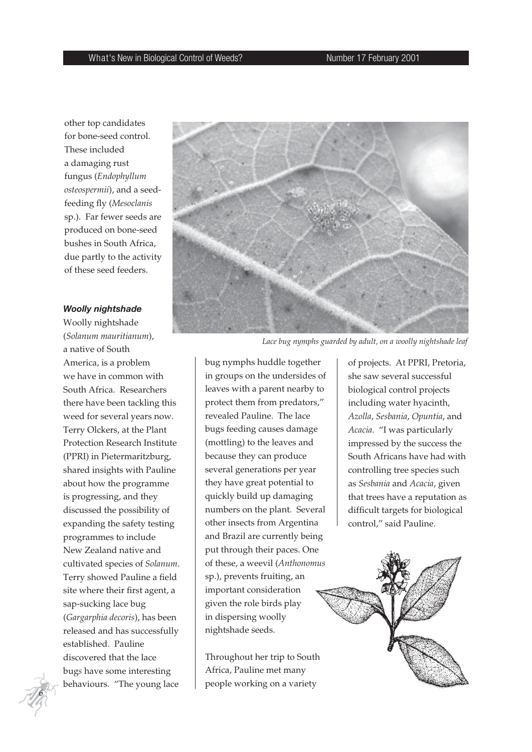other top candidates for bone-seed control. These included a damaging rust fungus (*Endophyllum osteospermii*), and a seed-feeding fly (*Mesoclanis* sp.). Far fewer seeds are produced on bone-seed bushes in South Africa, due partly to the activity of these seed feeders.

### *Woolly nightshade*

Woolly nightshade (*Solanum mauritianum*), a native of South America, is a problem we have in common with South Africa. Researchers there have been tackling this weed for several years now. Terry Olckers, at the Plant Protection Research Institute (PPRI) in Pietermaritzburg, shared insights with Pauline about how the programme is progressing, and they discussed the possibility of expanding the safety testing programmes to include New Zealand native and cultivated species of *Solanum*. Terry showed Pauline a field site where their first agent, a sap-sucking lace bug (*Gargarphia decoris*), has been released and has successfully established. Pauline discovered that the lace bugs have some interesting behaviours. "The young lace bug nymphs huddle together in groups on the undersides of leaves with a parent nearby to protect them from predators," revealed Pauline. The lace bugs feeding causes damage (mottling) to the leaves and because they can produce several generations per year they have great potential to quickly build up damaging numbers on the plant. Several other insects from Argentina and Brazil are currently being put through their paces. One of these, a weevil (*Anthonomus* sp.), prevents fruiting, an important consideration given the role birds play in dispersing woolly nightshade seeds.

*Lace bug nymphs guarded by adult, on a woolly nightshade leaf*

Throughout her trip to South Africa, Pauline met many people working on a variety of projects. At PPRI, Pretoria, she saw several successful biological control projects including water hyacinth, *Azolla*, *Sesbania*, *Opuntia*, and *Acacia*. "I was particularly impressed by the success the South Africans have had with controlling tree species such as *Sesbania* and *Acacia*, given that trees have a reputation as difficult targets for biological control," said Pauline.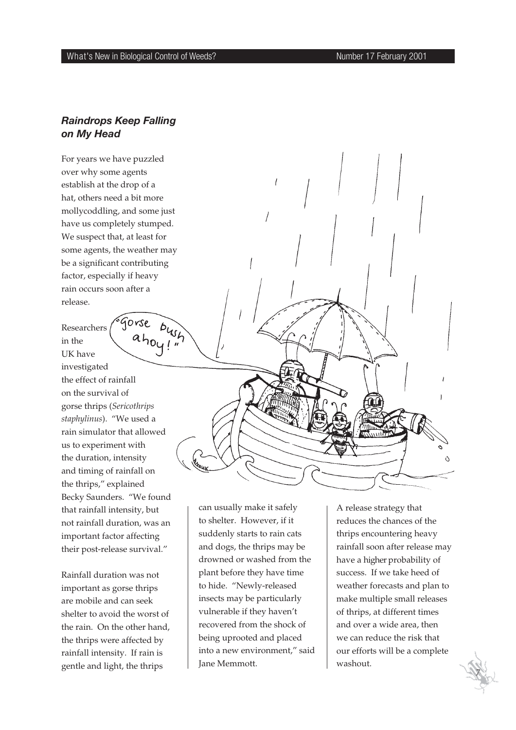## *Raindrops Keep Falling on My Head*

For years we have puzzled over why some agents establish at the drop of a hat, others need a bit more mollycoddling, and some just have us completely stumped. We suspect that, at least for some agents, the weather may be a significant contributing factor, especially if heavy rain occurs soon after a release.

Researchers in the UK have investigated the effect of rainfall on the survival of gorse thrips (*Sericothrips staphylinus*). "We used a rain simulator that allowed us to experiment with the duration, intensity and timing of rainfall on the thrips," explained Becky Saunders. "We found that rainfall intensity, but not rainfall duration, was an important factor affecting their post-release survival."

Rainfall duration was not important as gorse thrips are mobile and can seek shelter to avoid the worst of the rain. On the other hand, the thrips were affected by rainfall intensity. If rain is gentle and light, the thrips can usually make it safely to shelter. However, if it suddenly starts to rain cats and dogs, the thrips may be drowned or washed from the plant before they have time to hide. "Newly-released insects may be particularly vulnerable if they haven't recovered from the shock of being uprooted and placed into a new environment," said Jane Memmott.

A release strategy that reduces the chances of the thrips encountering heavy rainfall soon after release may have a higher probability of success. If we take heed of weather forecasts and plan to make multiple small releases of thrips, at different times and over a wide area, then we can reduce the risk that our efforts will be a complete washout.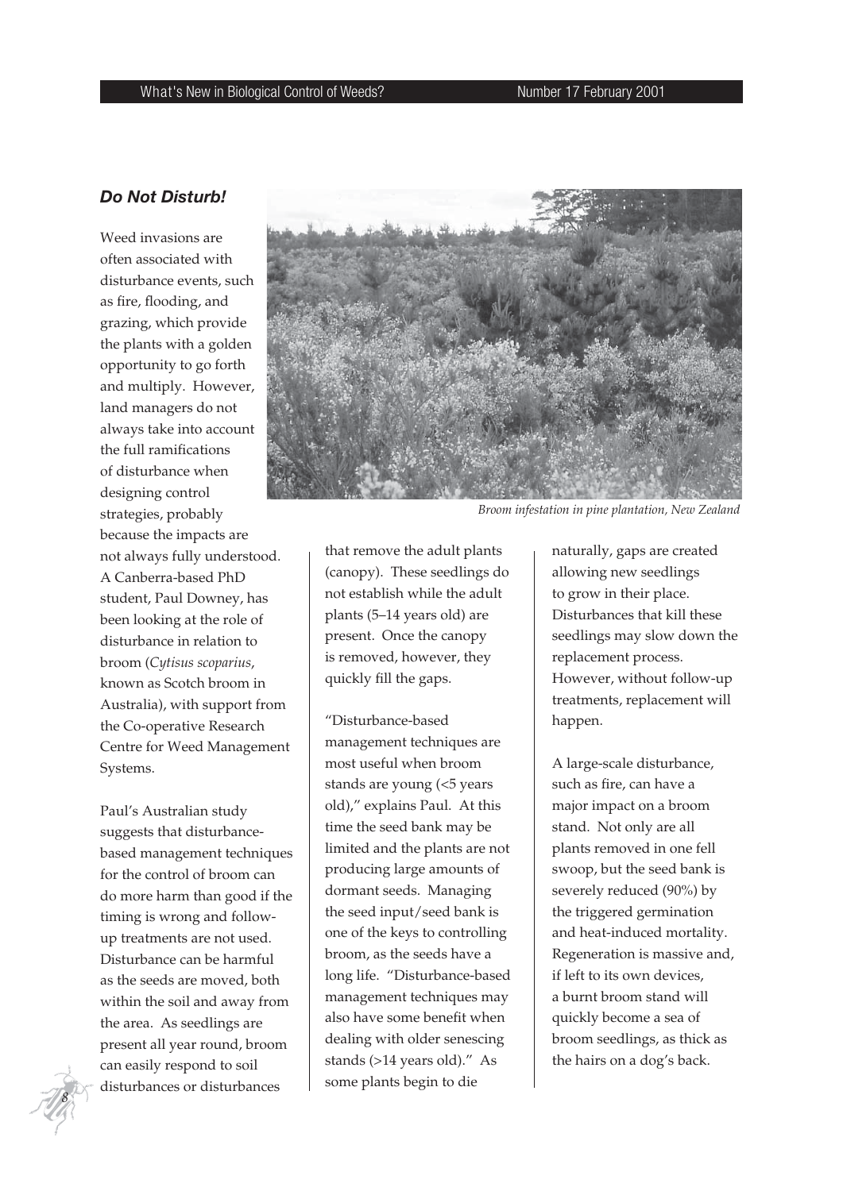## *Do Not Disturb!*

Weed invasions are often associated with disturbance events, such as fire, flooding, and grazing, which provide the plants with a golden opportunity to go forth and multiply. However, land managers do not always take into account the full ramifications of disturbance when designing control strategies, probably because the impacts are not always fully understood. A Canberra-based PhD student, Paul Downey, has been looking at the role of disturbance in relation to broom (*Cytisus scoparius*, known as Scotch broom in Australia), with support from the Co-operative Research Centre for Weed Management Systems.

*Broom infestation in pine plantation, New Zealand*

Paul's Australian study suggests that disturbance-based management techniques for the control of broom can do more harm than good if the timing is wrong and follow-up treatments are not used. Disturbance can be harmful as the seeds are moved, both within the soil and away from the area. As seedlings are present all year round, broom can easily respond to soil disturbances or disturbances that remove the adult plants (canopy). These seedlings do not establish while the adult plants (5–14 years old) are present. Once the canopy is removed, however, they quickly fill the gaps.

"Disturbance-based management techniques are most useful when broom stands are young (<5 years old)," explains Paul. At this time the seed bank may be limited and the plants are not producing large amounts of dormant seeds. Managing the seed input/seed bank is one of the keys to controlling broom, as the seeds have a long life. "Disturbance-based management techniques may also have some benefit when dealing with older senescing stands (>14 years old)." As some plants begin to die naturally, gaps are created allowing new seedlings to grow in their place. Disturbances that kill these seedlings may slow down the replacement process. However, without follow-up treatments, replacement will happen.

A large-scale disturbance, such as fire, can have a major impact on a broom stand. Not only are all plants removed in one fell swoop, but the seed bank is severely reduced (90%) by the triggered germination and heat-induced mortality. Regeneration is massive and, if left to its own devices, a burnt broom stand will quickly become a sea of broom seedlings, as thick as the hairs on a dog's back.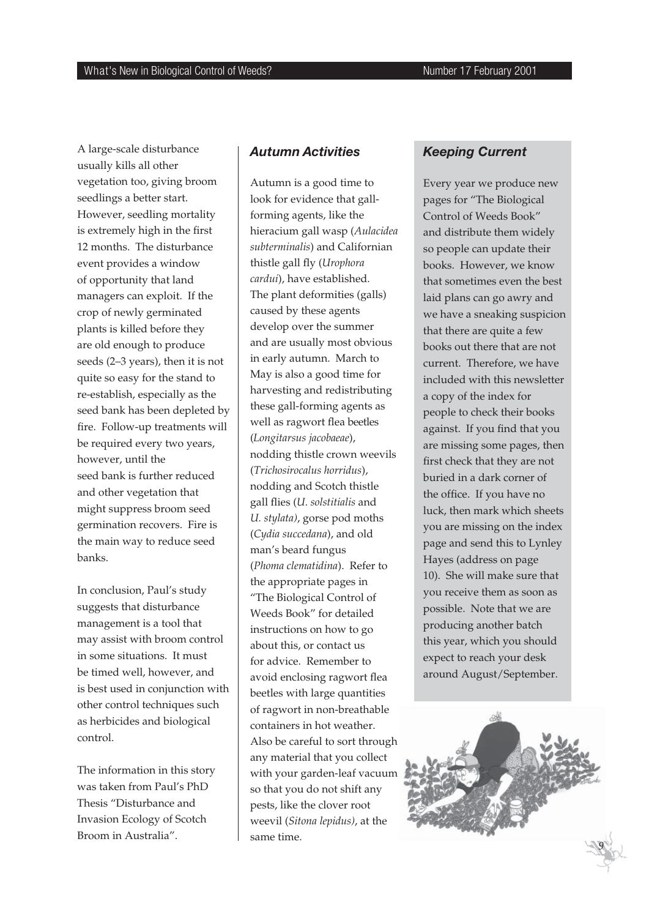A large-scale disturbance usually kills all other vegetation too, giving broom seedlings a better start. However, seedling mortality is extremely high in the first 12 months. The disturbance event provides a window of opportunity that land managers can exploit. If the crop of newly germinated plants is killed before they are old enough to produce seeds (2–3 years), then it is not quite so easy for the stand to re-establish, especially as the seed bank has been depleted by fire. Follow-up treatments will be required every two years, however, until the seed bank is further reduced and other vegetation that might suppress broom seed germination recovers. Fire is the main way to reduce seed banks.

In conclusion, Paul's study suggests that disturbance management is a tool that may assist with broom control in some situations. It must be timed well, however, and is best used in conjunction with other control techniques such as herbicides and biological control.

The information in this story was taken from Paul's PhD Thesis "Disturbance and Invasion Ecology of Scotch Broom in Australia".

### *Autumn Activities*

Autumn is a good time to look for evidence that gall-forming agents, like the hieracium gall wasp (*Aulacidea subterminalis*) and Californian thistle gall fly (*Urophora cardui*), have established. The plant deformities (galls) caused by these agents develop over the summer and are usually most obvious in early autumn. March to May is also a good time for harvesting and redistributing these gall-forming agents as well as ragwort flea beetles (*Longitarsus jacobaeae*), nodding thistle crown weevils (*Trichosirocalus horridus*), nodding and Scotch thistle gall flies (*U. solstitialis* and *U. stylata)*, gorse pod moths (*Cydia succedana*), and old man's beard fungus (*Phoma clematidina*). Refer to the appropriate pages in "The Biological Control of Weeds Book" for detailed instructions on how to go about this, or contact us for advice. Remember to avoid enclosing ragwort flea beetles with large quantities of ragwort in non-breathable containers in hot weather. Also be careful to sort through any material that you collect with your garden-leaf vacuum so that you do not shift any pests, like the clover root weevil (*Sitona lepidus)*, at the same time.

### *Keeping Current*

Every year we produce new pages for "The Biological Control of Weeds Book" and distribute them widely so people can update their books. However, we know that sometimes even the best laid plans can go awry and we have a sneaking suspicion that there are quite a few books out there that are not current. Therefore, we have included with this newsletter a copy of the index for people to check their books against. If you find that you are missing some pages, then first check that they are not buried in a dark corner of the office. If you have no luck, then mark which sheets you are missing on the index page and send this to Lynley Hayes (address on page 10). She will make sure that you receive them as soon as possible. Note that we are producing another batch this year, which you should expect to reach your desk around August/September.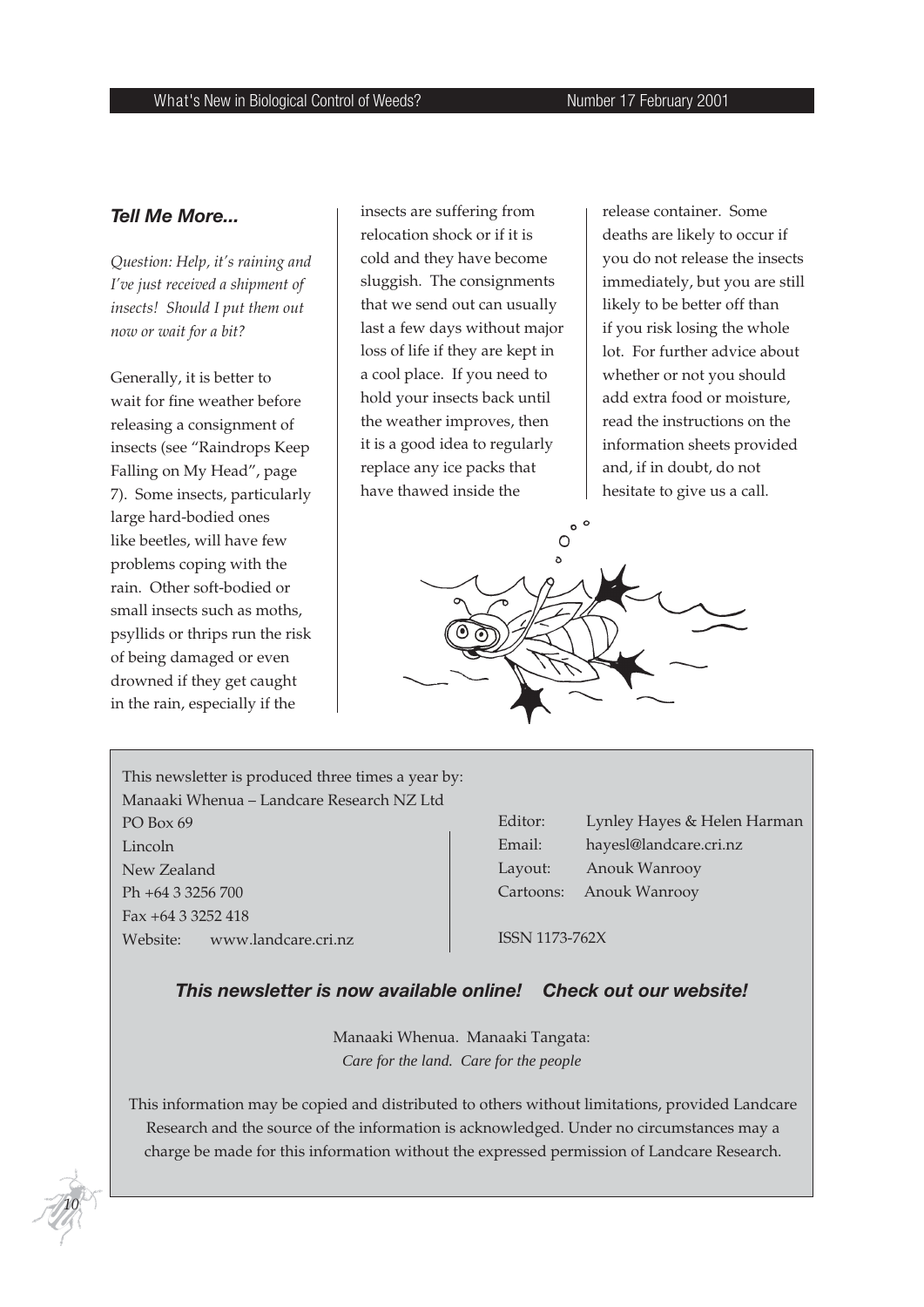### *Tell Me More...*

*Question: Help, it's raining and I've just received a shipment of insects! Should I put them out now or wait for a bit?*

Generally, it is better to wait for fine weather before releasing a consignment of insects (see "Raindrops Keep Falling on My Head", page 7). Some insects, particularly large hard-bodied ones like beetles, will have few problems coping with the rain. Other soft-bodied or small insects such as moths, psyllids or thrips run the risk of being damaged or even drowned if they get caught in the rain, especially if the insects are suffering from relocation shock or if it is cold and they have become sluggish. The consignments that we send out can usually last a few days without major loss of life if they are kept in a cool place. If you need to hold your insects back until the weather improves, then it is a good idea to regularly replace any ice packs that have thawed inside the release container. Some deaths are likely to occur if you do not release the insects immediately, but you are still likely to be better off than if you risk losing the whole lot. For further advice about whether or not you should add extra food or moisture, read the instructions on the information sheets provided and, if in doubt, do not hesitate to give us a call.

This newsletter is produced three times a year by:
Manaaki Whenua – Landcare Research NZ Ltd
PO Box 69
Lincoln
New Zealand
Ph +64 3 3256 700
Fax +64 3 3252 418
Website: www.landcare.cri.nz

Editor: Lynley Hayes & Helen Harman
Email: hayesl@landcare.cri.nz
Layout: Anouk Wanrooy
Cartoons: Anouk Wanrooy

ISSN 1173-762X

***This newsletter is now available online! Check out our website!***

Manaaki Whenua. Manaaki Tangata:
*Care for the land. Care for the people*

This information may be copied and distributed to others without limitations, provided Landcare Research and the source of the information is acknowledged. Under no circumstances may a charge be made for this information without the expressed permission of Landcare Research.